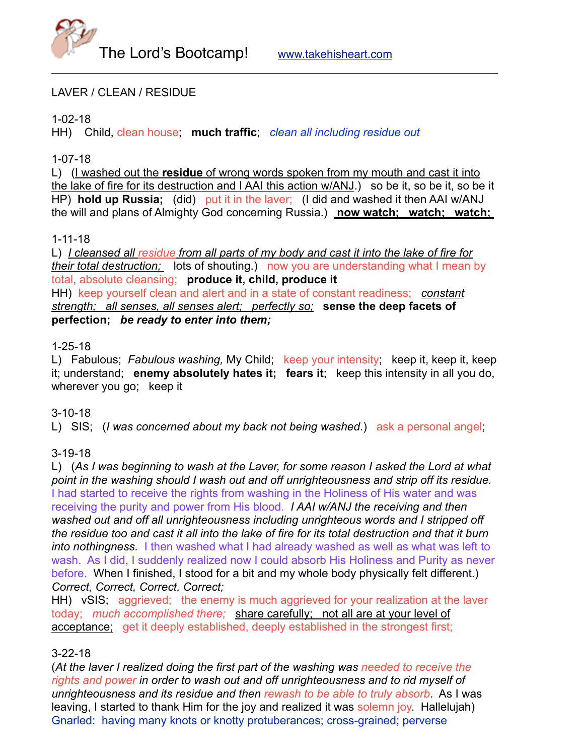# The Lord's Bootcamp! www.takehisheart.com

LAVER / CLEAN / RESIDUE

1-02-18
HH) Child, clean house; **much traffic**; *clean all including residue out*

1-07-18
L) (I washed out the **residue** of wrong words spoken from my mouth and cast it into the lake of fire for its destruction and I AAI this action w/ANJ.) so be it, so be it, so be it
HP) **hold up Russia;** (did) put it in the laver; (I did and washed it then AAI w/ANJ the will and plans of Almighty God concerning Russia.) **now watch; watch; watch;**

1-11-18
L) *I cleansed all residue from all parts of my body and cast it into the lake of fire for their total destruction;* lots of shouting.) now you are understanding what I mean by total, absolute cleansing; **produce it, child, produce it**
HH) keep yourself clean and alert and in a state of constant readiness; *constant strength; all senses, all senses alert; perfectly so;* **sense the deep facets of perfection;** ***be ready to enter into them;***

1-25-18
L) Fabulous; *Fabulous washing,* My Child; keep your intensity; keep it, keep it, keep it; understand; **enemy absolutely hates it; fears it**; keep this intensity in all you do, wherever you go; keep it

3-10-18
L) SIS; (*I was concerned about my back not being washed.*) ask a personal angel;

3-19-18
L) (*As I was beginning to wash at the Laver, for some reason I asked the Lord at what point in the washing should I wash out and off unrighteousness and strip off its residue.* I had started to receive the rights from washing in the Holiness of His water and was receiving the purity and power from His blood. *I AAI w/ANJ the receiving and then washed out and off all unrighteousness including unrighteous words and I stripped off the residue too and cast it all into the lake of fire for its total destruction and that it burn into nothingness.* I then washed what I had already washed as well as what was left to wash. As I did, I suddenly realized now I could absorb His Holiness and Purity as never before. When I finished, I stood for a bit and my whole body physically felt different.) *Correct, Correct, Correct, Correct;*
HH) vSIS; aggrieved; the enemy is much aggrieved for your realization at the laver today; *much accomplished there;* share carefully; not all are at your level of acceptance; get it deeply established, deeply established in the strongest first;

3-22-18
(*At the laver I realized doing the first part of the washing was needed to receive the rights and power in order to wash out and off unrighteousness and to rid myself of unrighteousness and its residue and then rewash to be able to truly absorb*. As I was leaving, I started to thank Him for the joy and realized it was solemn joy. Hallelujah)
Gnarled: having many knots or knotty protuberances; cross-grained; perverse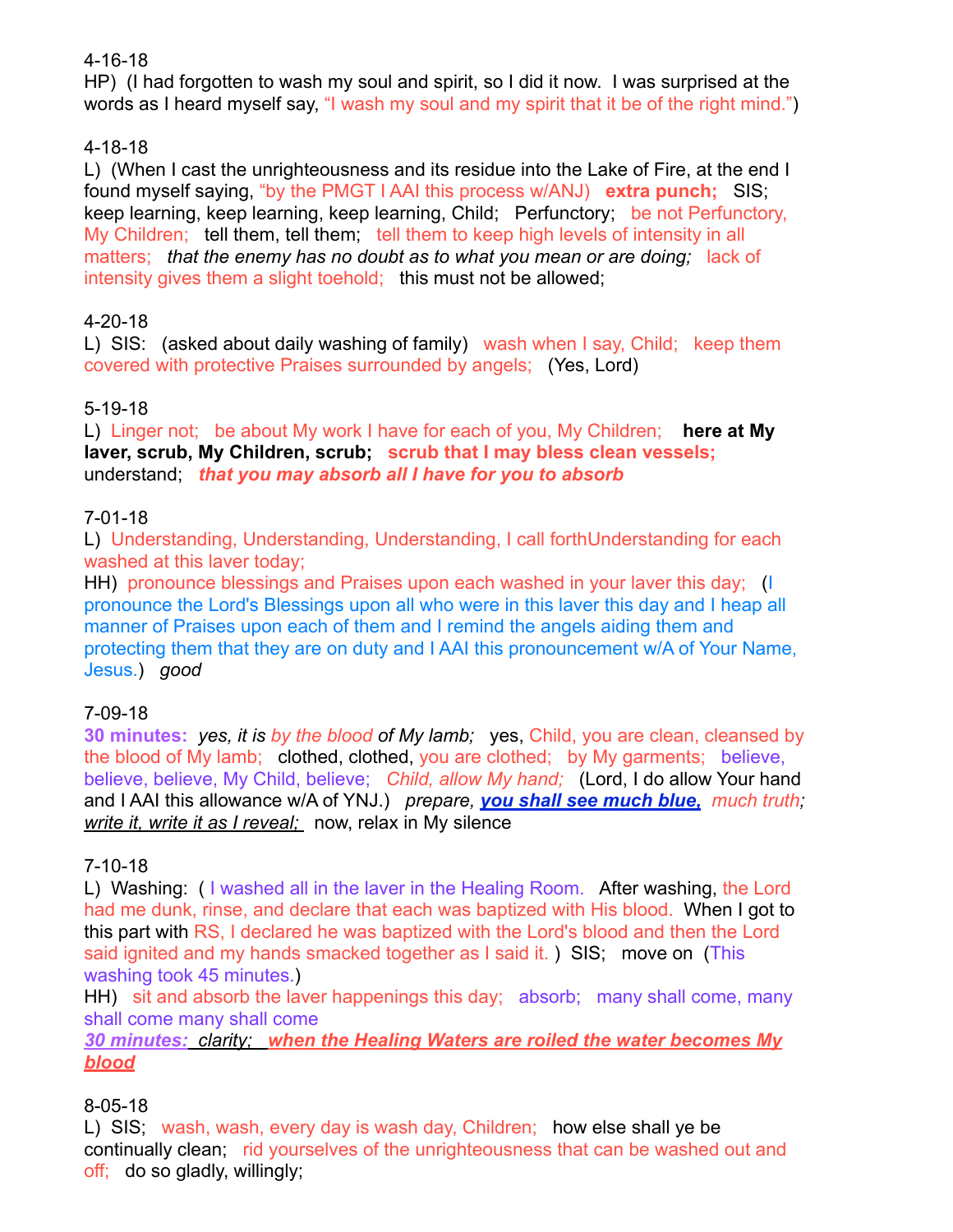4-16-18
HP) (I had forgotten to wash my soul and spirit, so I did it now. I was surprised at the words as I heard myself say, "I wash my soul and my spirit that it be of the right mind.")

4-18-18
L) (When I cast the unrighteousness and its residue into the Lake of Fire, at the end I found myself saying, "by the PMGT I AAI this process w/ANJ) **extra punch;** SIS; keep learning, keep learning, keep learning, Child; Perfunctory; be not Perfunctory, My Children; tell them, tell them; tell them to keep high levels of intensity in all matters; *that the enemy has no doubt as to what you mean or are doing;* lack of intensity gives them a slight toehold; this must not be allowed;

4-20-18
L) SIS: (asked about daily washing of family) wash when I say, Child; keep them covered with protective Praises surrounded by angels; (Yes, Lord)

5-19-18
L) Linger not; be about My work I have for each of you, My Children; **here at My laver, scrub, My Children, scrub; scrub that I may bless clean vessels;** understand; ***that you may absorb all I have for you to absorb***

7-01-18
L) Understanding, Understanding, Understanding, I call forthUnderstanding for each washed at this laver today;
HH) pronounce blessings and Praises upon each washed in your laver this day; (I pronounce the Lord's Blessings upon all who were in this laver this day and I heap all manner of Praises upon each of them and I remind the angels aiding them and protecting them that they are on duty and I AAI this pronouncement w/A of Your Name, Jesus.) *good*

7-09-18
**30 minutes:** *yes, it is by the blood of My lamb;* yes, Child, you are clean, cleansed by the blood of My lamb; clothed, clothed, you are clothed; by My garments; believe, believe, believe, My Child, believe; *Child, allow My hand;* (Lord, I do allow Your hand and I AAI this allowance w/A of YNJ.) *prepare,* ***you shall see much blue,*** *much truth; write it, write it as I reveal;* now, relax in My silence

7-10-18
L) Washing: ( I washed all in the laver in the Healing Room. After washing, the Lord had me dunk, rinse, and declare that each was baptized with His blood. When I got to this part with RS, I declared he was baptized with the Lord's blood and then the Lord said ignited and my hands smacked together as I said it. ) SIS; move on (This washing took 45 minutes.)
HH) sit and absorb the laver happenings this day; absorb; many shall come, many shall come many shall come
***30 minutes:*** *clarity;* ***when the Healing Waters are roiled the water becomes My blood***

8-05-18
L) SIS; wash, wash, every day is wash day, Children; how else shall ye be continually clean; rid yourselves of the unrighteousness that can be washed out and off; do so gladly, willingly;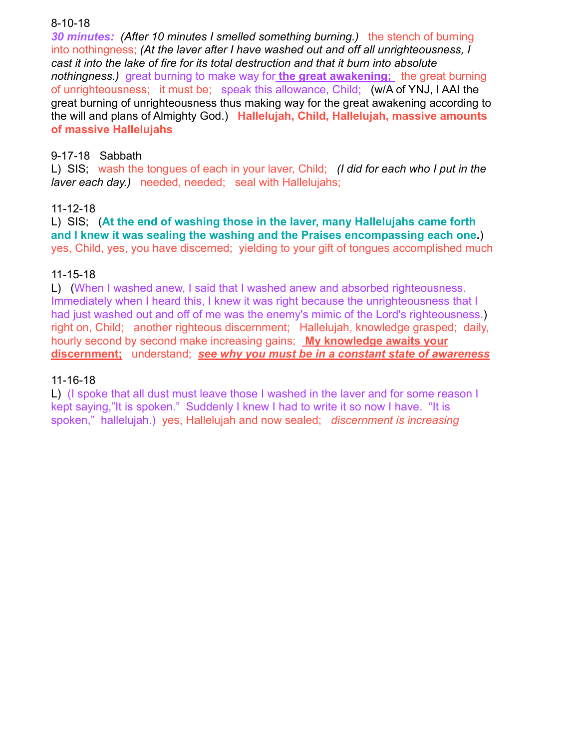8-10-18

***30 minutes:*** *(After 10 minutes I smelled something burning.)* the stench of burning into nothingness; *(At the laver after I have washed out and off all unrighteousness, I cast it into the lake of fire for its total destruction and that it burn into absolute nothingness.)* great burning to make way for **the great awakening;** the great burning of unrighteousness; it must be; speak this allowance, Child; (w/A of YNJ, I AAI the great burning of unrighteousness thus making way for the great awakening according to the will and plans of Almighty God.) **Hallelujah, Child, Hallelujah, massive amounts of massive Hallelujahs**

9-17-18 Sabbath

L) SIS; wash the tongues of each in your laver, Child; *(I did for each who I put in the laver each day.)* needed, needed; seal with Hallelujahs;

11-12-18

L) SIS; (**At the end of washing those in the laver, many Hallelujahs came forth and I knew it was sealing the washing and the Praises encompassing each one.**) yes, Child, yes, you have discerned; yielding to your gift of tongues accomplished much

11-15-18

L) (When I washed anew, I said that I washed anew and absorbed righteousness. Immediately when I heard this, I knew it was right because the unrighteousness that I had just washed out and off of me was the enemy's mimic of the Lord's righteousness.) right on, Child; another righteous discernment; Hallelujah, knowledge grasped; daily, hourly second by second make increasing gains; **My knowledge awaits your discernment;** understand; ***see why you must be in a constant state of awareness***

11-16-18

L) (I spoke that all dust must leave those I washed in the laver and for some reason I kept saying,"It is spoken." Suddenly I knew I had to write it so now I have. "It is spoken," hallelujah.) yes, Hallelujah and now sealed; *discernment is increasing*